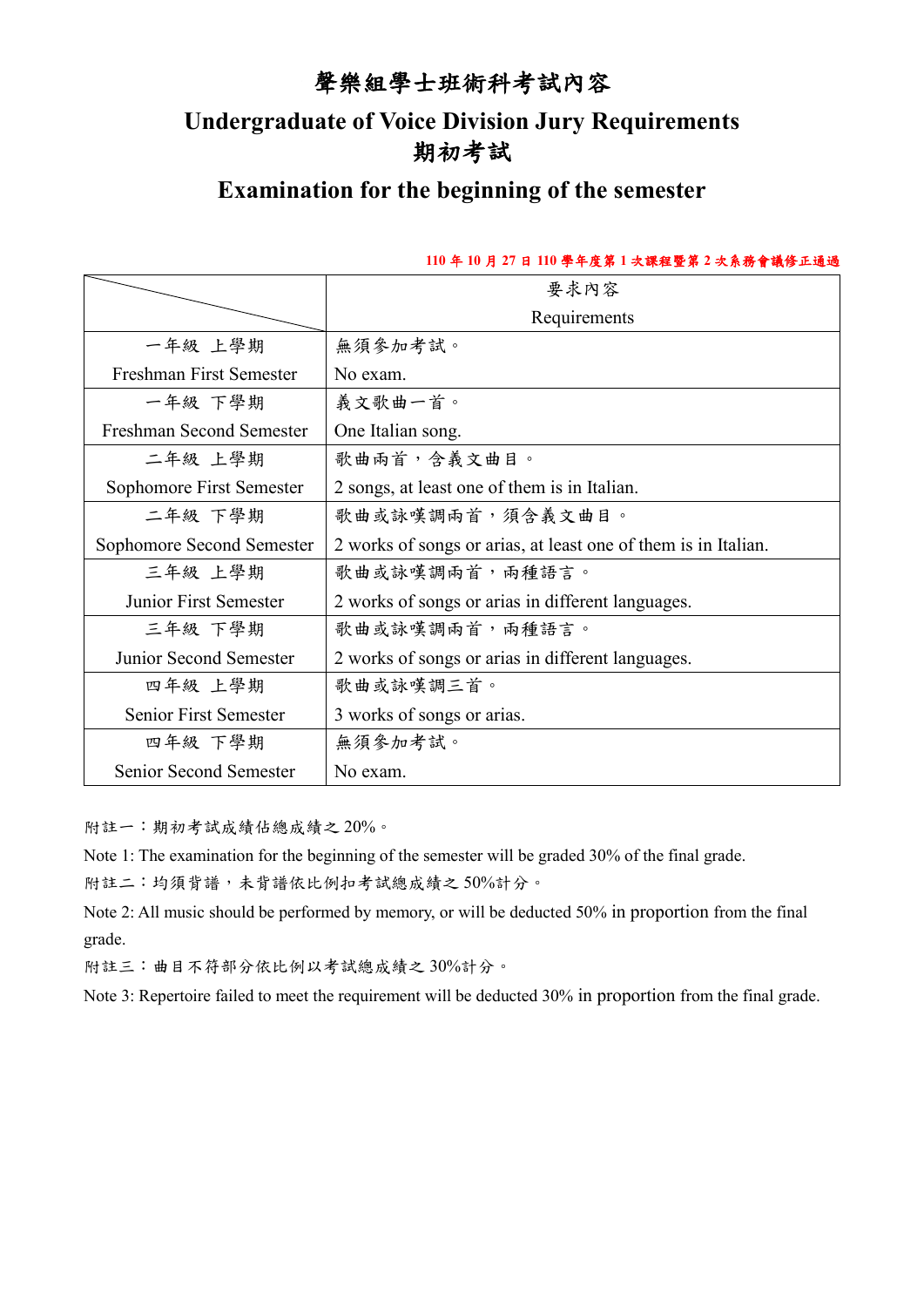# 聲樂組學士班術科考試內容

# Undergraduate of Voice Division Jury Requirements

## 期初考試

## Examination for the beginning of the semester

110 年 10 月 27 日 110 學年度第 1 次課程暨第 2 次系務會議修正通過

| | 要求內容<br>Requirements |
|---|---|
| 一年級 上學期<br>Freshman First Semester | 無須參加考試。<br>No exam. |
| 一年級 下學期<br>Freshman Second Semester | 義文歌曲一首。<br>One Italian song. |
| 二年級 上學期<br>Sophomore First Semester | 歌曲兩首，含義文曲目。<br>2 songs, at least one of them is in Italian. |
| 二年級 下學期<br>Sophomore Second Semester | 歌曲或詠嘆調兩首，須含義文曲目。<br>2 works of songs or arias, at least one of them is in Italian. |
| 三年級 上學期<br>Junior First Semester | 歌曲或詠嘆調兩首，兩種語言。<br>2 works of songs or arias in different languages. |
| 三年級 下學期<br>Junior Second Semester | 歌曲或詠嘆調兩首，兩種語言。<br>2 works of songs or arias in different languages. |
| 四年級 上學期<br>Senior First Semester | 歌曲或詠嘆調三首。<br>3 works of songs or arias. |
| 四年級 下學期<br>Senior Second Semester | 無須參加考試。<br>No exam. |

附註一：期初考試成績佔總成績之 20%。

Note 1: The examination for the beginning of the semester will be graded 30% of the final grade.

附註二：均須背譜，未背譜依比例扣考試總成績之 50%計分。

Note 2: All music should be performed by memory, or will be deducted 50% in proportion from the final grade.

附註三：曲目不符部分依比例以考試總成績之 30%計分。

Note 3: Repertoire failed to meet the requirement will be deducted 30% in proportion from the final grade.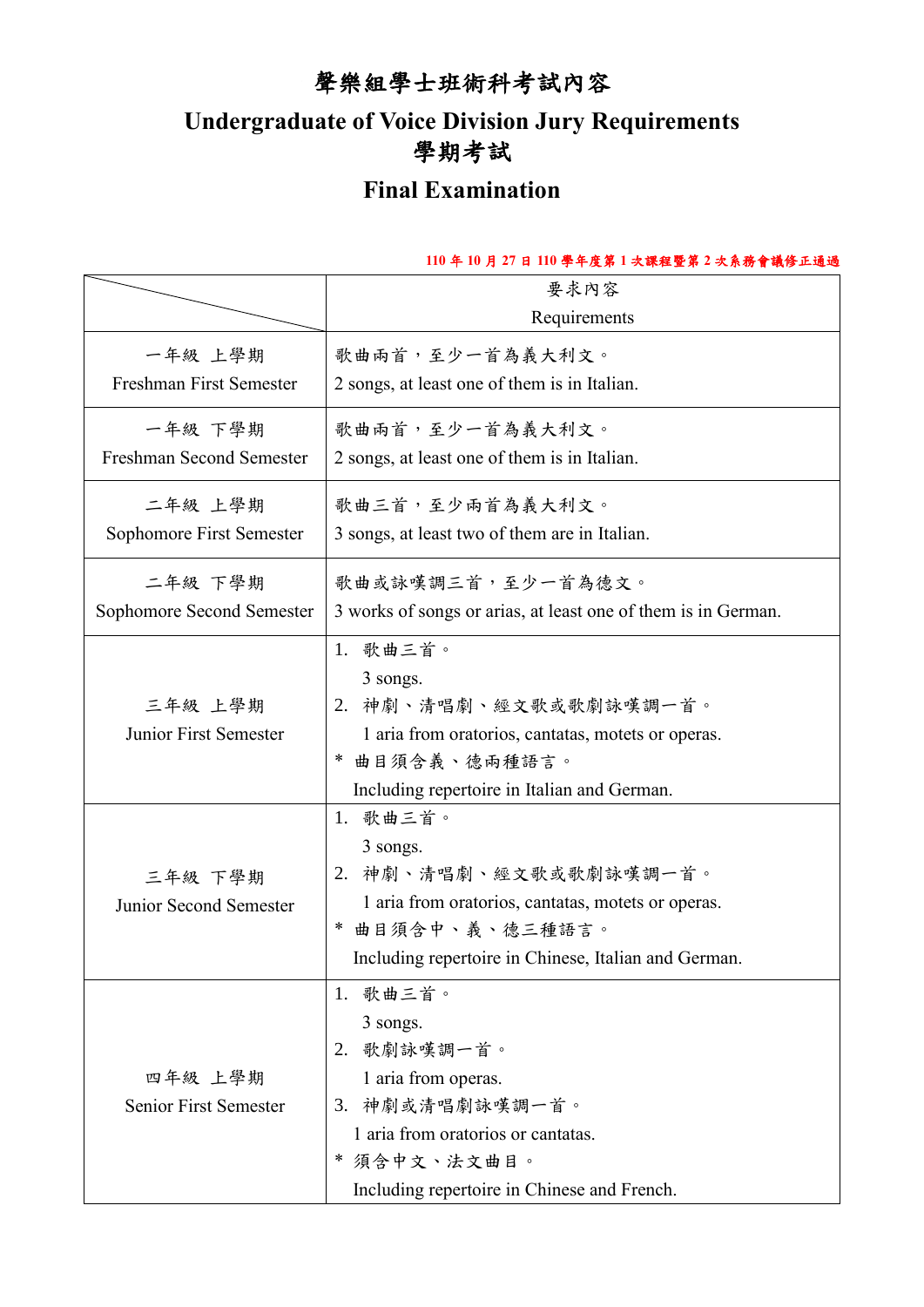# 聲樂組學士班術科考試內容

# Undergraduate of Voice Division Jury Requirements

## 學期考試

## Final Examination

110 年 10 月 27 日 110 學年度第 1 次課程暨第 2 次系務會議修正通過

| | 要求內容<br>Requirements |
|---|---|
| 一年級 上學期<br>Freshman First Semester | 歌曲兩首，至少一首為義大利文。<br>2 songs, at least one of them is in Italian. |
| 一年級 下學期<br>Freshman Second Semester | 歌曲兩首，至少一首為義大利文。<br>2 songs, at least one of them is in Italian. |
| 二年級 上學期<br>Sophomore First Semester | 歌曲三首，至少兩首為義大利文。<br>3 songs, at least two of them are in Italian. |
| 二年級 下學期<br>Sophomore Second Semester | 歌曲或詠嘆調三首，至少一首為德文。<br>3 works of songs or arias, at least one of them is in German. |
| 三年級 上學期<br>Junior First Semester | 1. 歌曲三首。<br>3 songs.<br>2. 神劇、清唱劇、經文歌或歌劇詠嘆調一首。<br>1 aria from oratorios, cantatas, motets or operas.<br>* 曲目須含義、德兩種語言。<br>Including repertoire in Italian and German. |
| 三年級 下學期<br>Junior Second Semester | 1. 歌曲三首。<br>3 songs.<br>2. 神劇、清唱劇、經文歌或歌劇詠嘆調一首。<br>1 aria from oratorios, cantatas, motets or operas.<br>* 曲目須含中、義、德三種語言。<br>Including repertoire in Chinese, Italian and German. |
| 四年級 上學期<br>Senior First Semester | 1. 歌曲三首。<br>3 songs.<br>2. 歌劇詠嘆調一首。<br>1 aria from operas.<br>3. 神劇或清唱劇詠嘆調一首。<br>1 aria from oratorios or cantatas.<br>* 須含中文、法文曲目。<br>Including repertoire in Chinese and French. |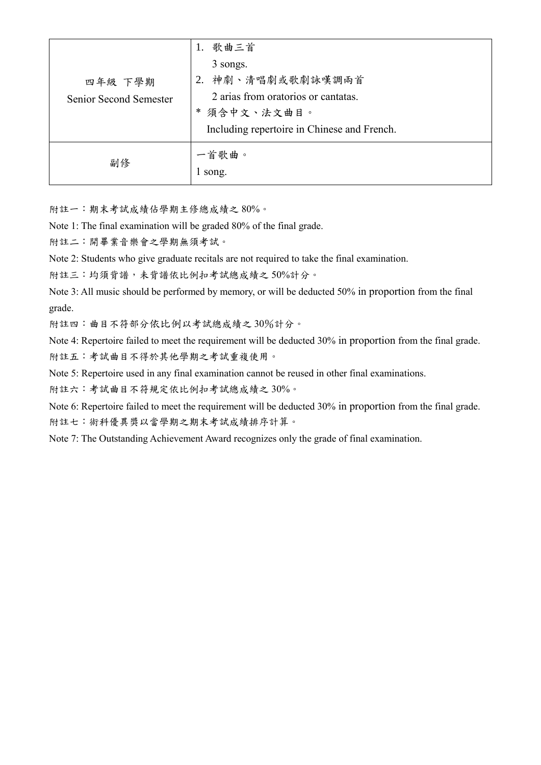| | |
|---|---|
| 四年級 下學期<br>Senior Second Semester | 1. 歌曲三首<br>3 songs.<br>2. 神劇、清唱劇或歌劇詠嘆調兩首<br>2 arias from oratorios or cantatas.<br>* 須含中文、法文曲目。<br>Including repertoire in Chinese and French. |
| 副修 | 一首歌曲。<br>1 song. |

附註一：期末考試成績佔學期主修總成績之 80%。

Note 1: The final examination will be graded 80% of the final grade.

附註二：開畢業音樂會之學期無須考試。

Note 2: Students who give graduate recitals are not required to take the final examination.

附註三：均須背譜，未背譜依比例扣考試總成績之 50%計分。

Note 3: All music should be performed by memory, or will be deducted 50% in proportion from the final grade.

附註四：曲目不符部分依比例以考試總成績之 30%計分。

Note 4: Repertoire failed to meet the requirement will be deducted 30% in proportion from the final grade.

附註五：考試曲目不得於其他學期之考試重複使用。

Note 5: Repertoire used in any final examination cannot be reused in other final examinations.

附註六：考試曲目不符規定依比例扣考試總成績之 30%。

Note 6: Repertoire failed to meet the requirement will be deducted 30% in proportion from the final grade.

附註七：術科優異獎以當學期之期末考試成績排序計算。

Note 7: The Outstanding Achievement Award recognizes only the grade of final examination.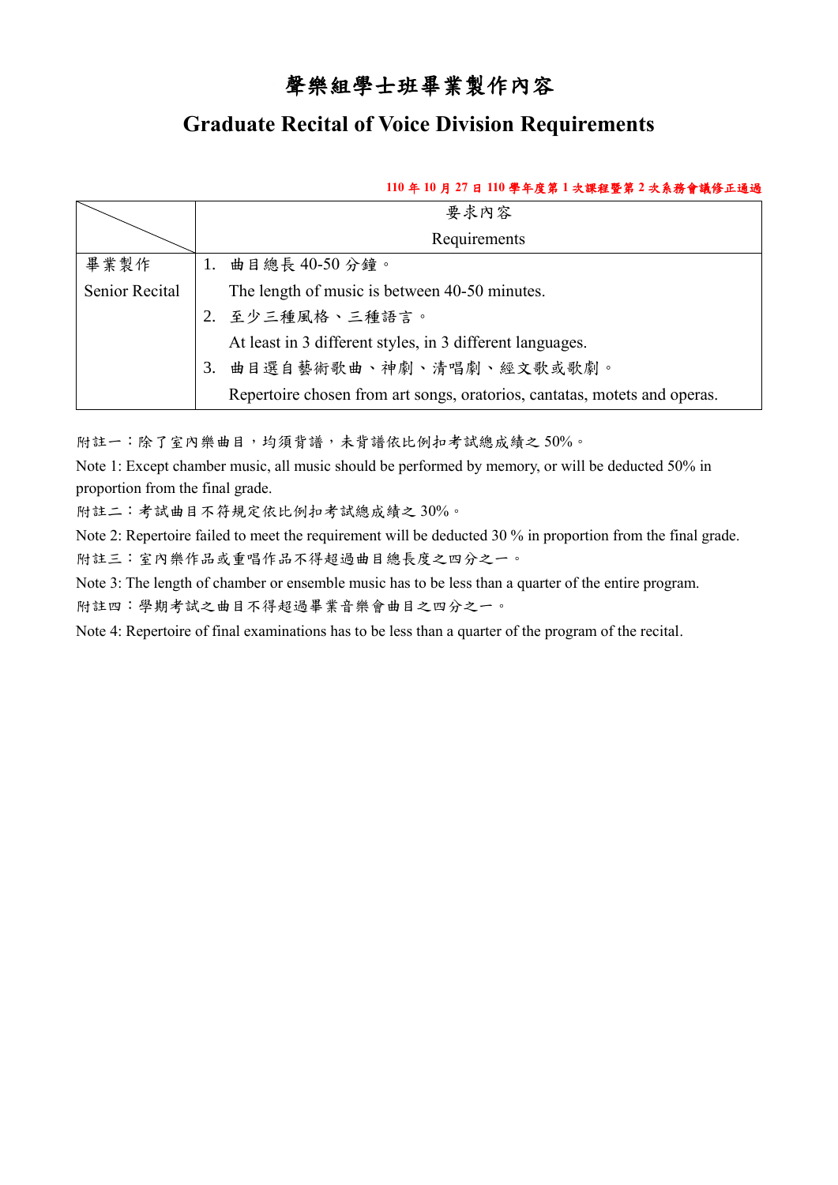# 聲樂組學士班畢業製作內容

## Graduate Recital of Voice Division Requirements

110 年 10 月 27 日 110 學年度第 1 次課程暨第 2 次系務會議修正通過

| | 要求內容<br>Requirements |
|---|---|
| 畢業製作<br>Senior Recital | 1. 曲目總長 40-50 分鐘。<br>The length of music is between 40-50 minutes.<br>2. 至少三種風格、三種語言。<br>At least in 3 different styles, in 3 different languages.<br>3. 曲目選自藝術歌曲、神劇、清唱劇、經文歌或歌劇。<br>Repertoire chosen from art songs, oratorios, cantatas, motets and operas. |

附註一：除了室內樂曲目，均須背譜，未背譜依比例扣考試總成績之 50%。

Note 1: Except chamber music, all music should be performed by memory, or will be deducted 50% in proportion from the final grade.

附註二：考試曲目不符規定依比例扣考試總成績之 30%。

Note 2: Repertoire failed to meet the requirement will be deducted 30 % in proportion from the final grade.

附註三：室內樂作品或重唱作品不得超過曲目總長度之四分之一。

Note 3: The length of chamber or ensemble music has to be less than a quarter of the entire program.

附註四：學期考試之曲目不得超過畢業音樂會曲目之四分之一。

Note 4: Repertoire of final examinations has to be less than a quarter of the program of the recital.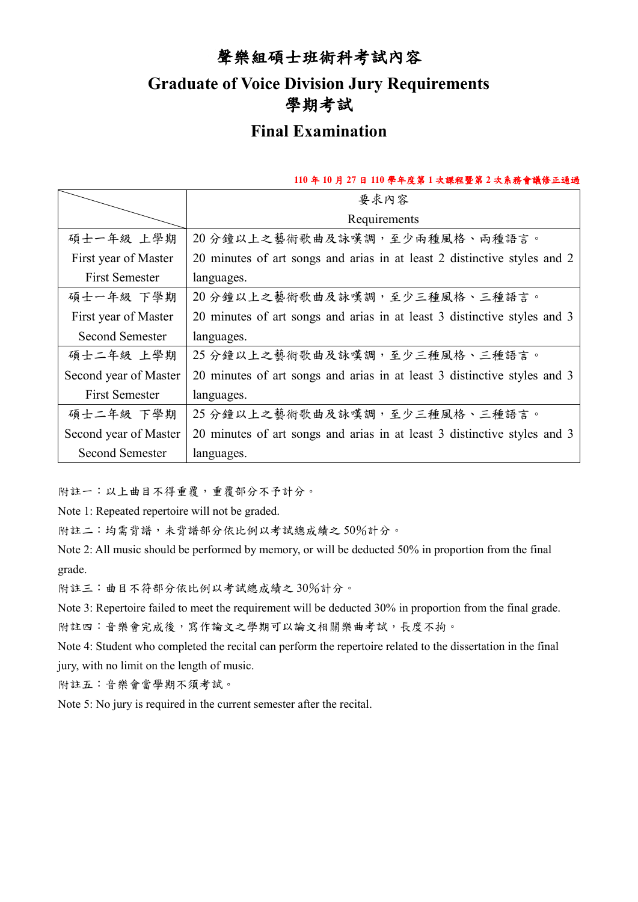# 聲樂組碩士班術科考試內容

# Graduate of Voice Division Jury Requirements

## 學期考試

## Final Examination

**110 年 10 月 27 日 110 學年度第 1 次課程暨第 2 次系務會議修正通過**

| | 要求內容<br>Requirements |
|---|---|
| 碩士一年級 上學期<br>First year of Master<br>First Semester | 20 分鐘以上之藝術歌曲及詠嘆調，至少兩種風格、兩種語言。<br>20 minutes of art songs and arias in at least 2 distinctive styles and 2 languages. |
| 碩士一年級 下學期<br>First year of Master<br>Second Semester | 20 分鐘以上之藝術歌曲及詠嘆調，至少三種風格、三種語言。<br>20 minutes of art songs and arias in at least 3 distinctive styles and 3 languages. |
| 碩士二年級 上學期<br>Second year of Master<br>First Semester | 25 分鐘以上之藝術歌曲及詠嘆調，至少三種風格、三種語言。<br>20 minutes of art songs and arias in at least 3 distinctive styles and 3 languages. |
| 碩士二年級 下學期<br>Second year of Master<br>Second Semester | 25 分鐘以上之藝術歌曲及詠嘆調，至少三種風格、三種語言。<br>20 minutes of art songs and arias in at least 3 distinctive styles and 3 languages. |

附註一：以上曲目不得重覆，重覆部分不予計分。

Note 1: Repeated repertoire will not be graded.

附註二：均需背譜，未背譜部分依比例以考試總成績之 50%計分。

Note 2: All music should be performed by memory, or will be deducted 50% in proportion from the final grade.

附註三：曲目不符部分依比例以考試總成績之 30%計分。

Note 3: Repertoire failed to meet the requirement will be deducted 30% in proportion from the final grade.

附註四：音樂會完成後，寫作論文之學期可以論文相關樂曲考試，長度不拘。

Note 4: Student who completed the recital can perform the repertoire related to the dissertation in the final jury, with no limit on the length of music.

附註五：音樂會當學期不須考試。

Note 5: No jury is required in the current semester after the recital.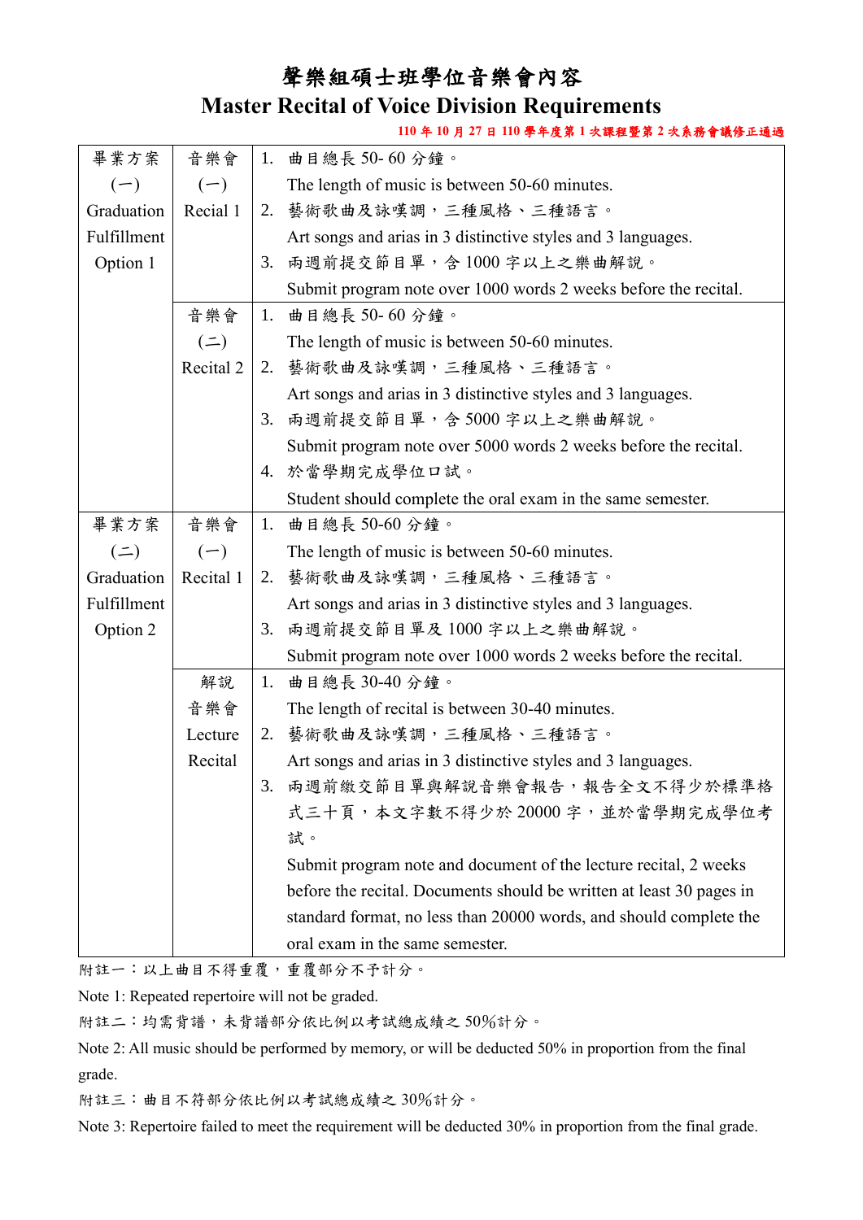# 聲樂組碩士班學位音樂會內容

# Master Recital of Voice Division Requirements

110 年 10 月 27 日 110 學年度第 1 次課程暨第 2 次系務會議修正通過

| | | |
|---|---|---|
| 畢業方案(一) Graduation Fulfillment Option 1 | 音樂會(一) Recial 1 | 1. 曲目總長 50- 60 分鐘。<br>The length of music is between 50-60 minutes.<br>2. 藝術歌曲及詠嘆調，三種風格、三種語言。<br>Art songs and arias in 3 distinctive styles and 3 languages.<br>3. 兩週前提交節目單，含 1000 字以上之樂曲解說。<br>Submit program note over 1000 words 2 weeks before the recital. |
| | 音樂會(二) Recital 2 | 1. 曲目總長 50- 60 分鐘。<br>The length of music is between 50-60 minutes.<br>2. 藝術歌曲及詠嘆調，三種風格、三種語言。<br>Art songs and arias in 3 distinctive styles and 3 languages.<br>3. 兩週前提交節目單，含 5000 字以上之樂曲解說。<br>Submit program note over 5000 words 2 weeks before the recital.<br>4. 於當學期完成學位口試。<br>Student should complete the oral exam in the same semester. |
| 畢業方案(二) Graduation Fulfillment Option 2 | 音樂會(一) Recital 1 | 1. 曲目總長 50-60 分鐘。<br>The length of music is between 50-60 minutes.<br>2. 藝術歌曲及詠嘆調，三種風格、三種語言。<br>Art songs and arias in 3 distinctive styles and 3 languages.<br>3. 兩週前提交節目單及 1000 字以上之樂曲解說。<br>Submit program note over 1000 words 2 weeks before the recital. |
| | 解說音樂會 Lecture Recital | 1. 曲目總長 30-40 分鐘。<br>The length of recital is between 30-40 minutes.<br>2. 藝術歌曲及詠嘆調，三種風格、三種語言。<br>Art songs and arias in 3 distinctive styles and 3 languages.<br>3. 兩週前繳交節目單與解說音樂會報告，報告全文不得少於標準格式三十頁，本文字數不得少於 20000 字，並於當學期完成學位考試。<br>Submit program note and document of the lecture recital, 2 weeks before the recital. Documents should be written at least 30 pages in standard format, no less than 20000 words, and should complete the oral exam in the same semester. |

附註一：以上曲目不得重覆，重覆部分不予計分。

Note 1: Repeated repertoire will not be graded.

附註二：均需背譜，未背譜部分依比例以考試總成績之 50%計分。

Note 2: All music should be performed by memory, or will be deducted 50% in proportion from the final grade.

附註三：曲目不符部分依比例以考試總成績之 30%計分。

Note 3: Repertoire failed to meet the requirement will be deducted 30% in proportion from the final grade.